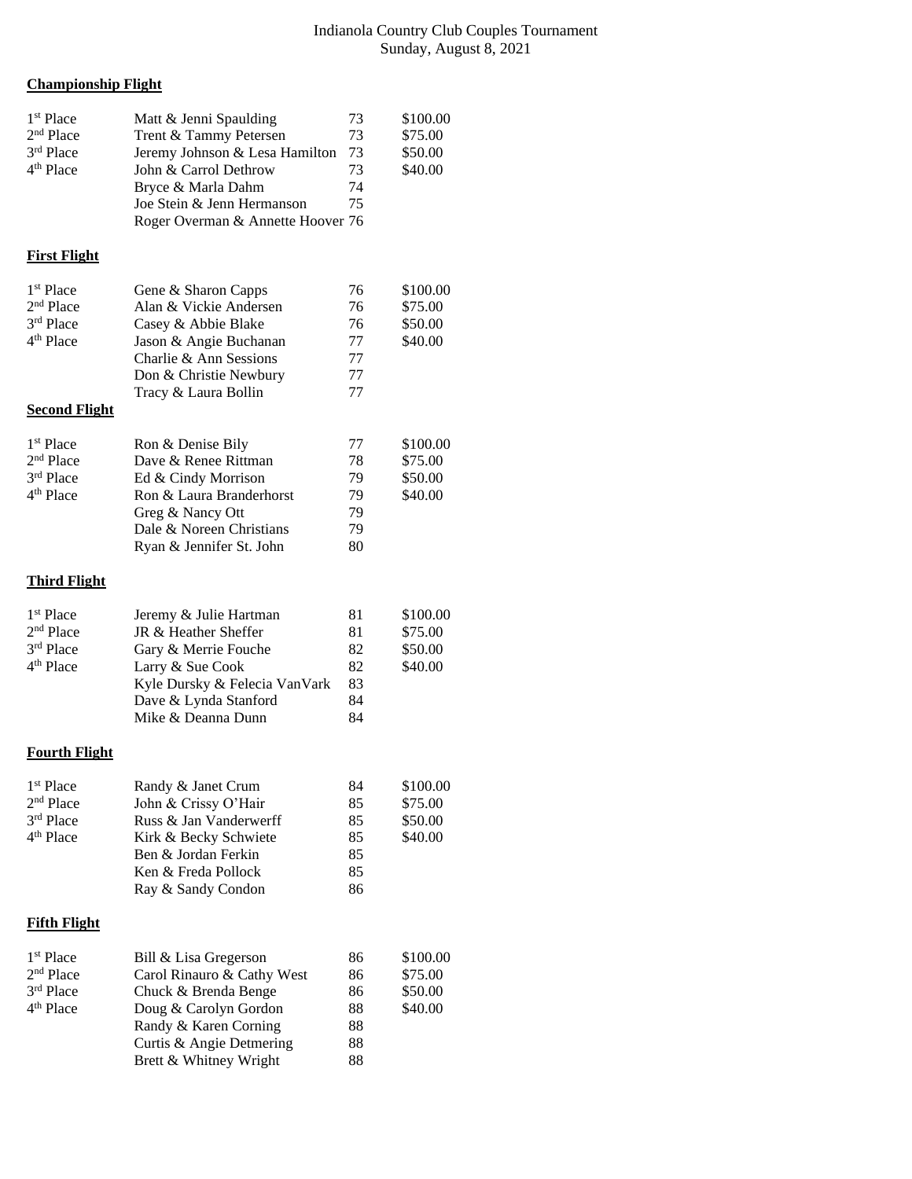Indianola Country Club Couples Tournament
Sunday, August 8, 2021

**Championship Flight**

| | | | |
|---|---|---|---|
| 1st Place | Matt & Jenni Spaulding | 73 | $100.00 |
| 2nd Place | Trent & Tammy Petersen | 73 | $75.00 |
| 3rd Place | Jeremy Johnson & Lesa Hamilton | 73 | $50.00 |
| 4th Place | John & Carrol Dethrow | 73 | $40.00 |
| | Bryce & Marla Dahm | 74 | |
| | Joe Stein & Jenn Hermanson | 75 | |
| | Roger Overman & Annette Hoover | 76 | |

**First Flight**

| | | | |
|---|---|---|---|
| 1st Place | Gene & Sharon Capps | 76 | $100.00 |
| 2nd Place | Alan & Vickie Andersen | 76 | $75.00 |
| 3rd Place | Casey & Abbie Blake | 76 | $50.00 |
| 4th Place | Jason & Angie Buchanan | 77 | $40.00 |
| | Charlie & Ann Sessions | 77 | |
| | Don & Christie Newbury | 77 | |
| | Tracy & Laura Bollin | 77 | |

**Second Flight**

| | | | |
|---|---|---|---|
| 1st Place | Ron & Denise Bily | 77 | $100.00 |
| 2nd Place | Dave & Renee Rittman | 78 | $75.00 |
| 3rd Place | Ed & Cindy Morrison | 79 | $50.00 |
| 4th Place | Ron & Laura Branderhorst | 79 | $40.00 |
| | Greg & Nancy Ott | 79 | |
| | Dale & Noreen Christians | 79 | |
| | Ryan & Jennifer St. John | 80 | |

**Third Flight**

| | | | |
|---|---|---|---|
| 1st Place | Jeremy & Julie Hartman | 81 | $100.00 |
| 2nd Place | JR & Heather Sheffer | 81 | $75.00 |
| 3rd Place | Gary & Merrie Fouche | 82 | $50.00 |
| 4th Place | Larry & Sue Cook | 82 | $40.00 |
| | Kyle Dursky & Felecia VanVark | 83 | |
| | Dave & Lynda Stanford | 84 | |
| | Mike & Deanna Dunn | 84 | |

**Fourth Flight**

| | | | |
|---|---|---|---|
| 1st Place | Randy & Janet Crum | 84 | $100.00 |
| 2nd Place | John & Crissy O'Hair | 85 | $75.00 |
| 3rd Place | Russ & Jan Vanderwerff | 85 | $50.00 |
| 4th Place | Kirk & Becky Schwiete | 85 | $40.00 |
| | Ben & Jordan Ferkin | 85 | |
| | Ken & Freda Pollock | 85 | |
| | Ray & Sandy Condon | 86 | |

**Fifth Flight**

| | | | |
|---|---|---|---|
| 1st Place | Bill & Lisa Gregerson | 86 | $100.00 |
| 2nd Place | Carol Rinauro & Cathy West | 86 | $75.00 |
| 3rd Place | Chuck & Brenda Benge | 86 | $50.00 |
| 4th Place | Doug & Carolyn Gordon | 88 | $40.00 |
| | Randy & Karen Corning | 88 | |
| | Curtis & Angie Detmering | 88 | |
| | Brett & Whitney Wright | 88 | |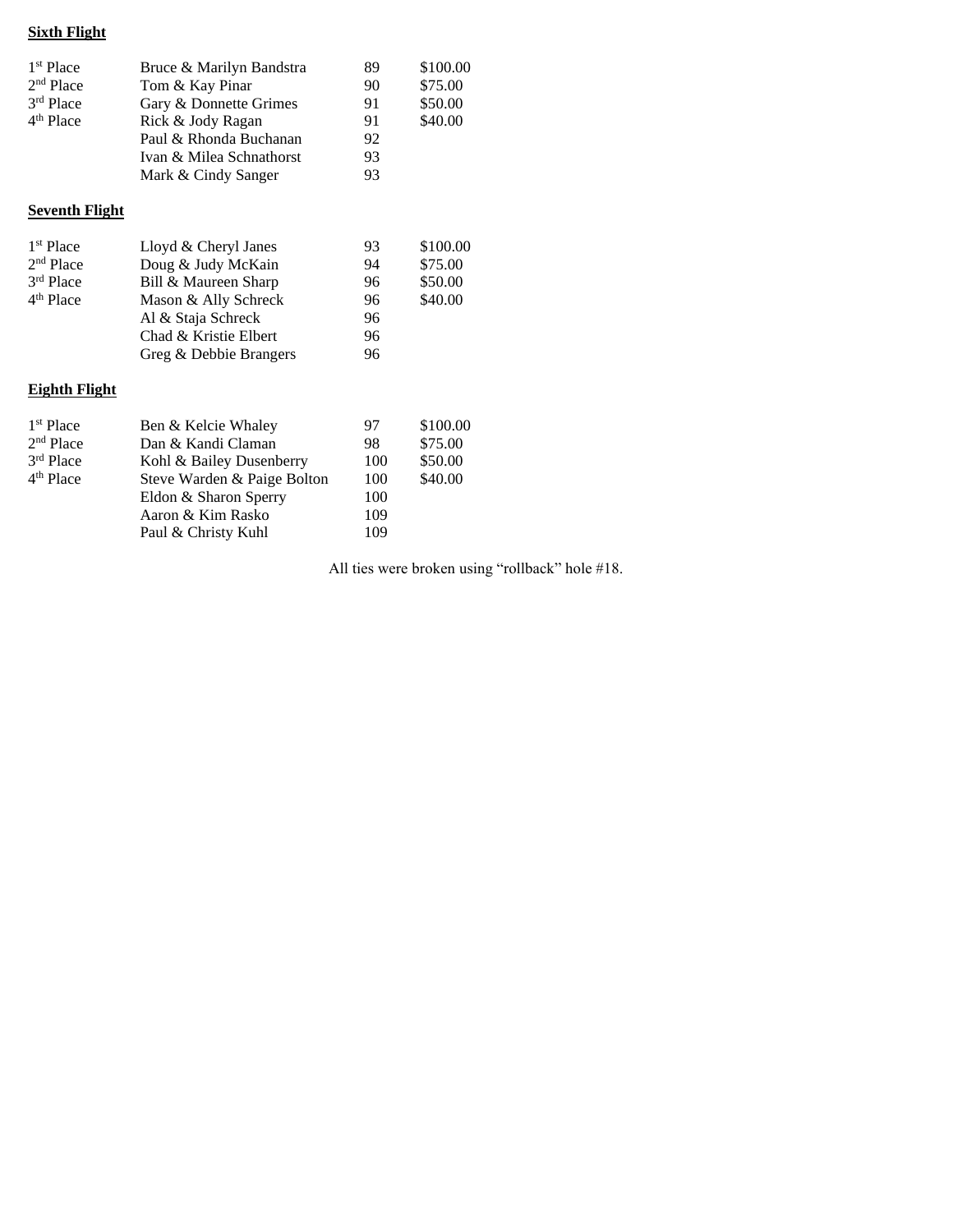**Sixth Flight**

| | | | |
|---|---|---|---|
| 1st Place | Bruce & Marilyn Bandstra | 89 | \$100.00 |
| 2nd Place | Tom & Kay Pinar | 90 | \$75.00 |
| 3rd Place | Gary & Donnette Grimes | 91 | \$50.00 |
| 4th Place | Rick & Jody Ragan | 91 | \$40.00 |
| | Paul & Rhonda Buchanan | 92 | |
| | Ivan & Milea Schnathorst | 93 | |
| | Mark & Cindy Sanger | 93 | |

**Seventh Flight**

| | | | |
|---|---|---|---|
| 1st Place | Lloyd & Cheryl Janes | 93 | \$100.00 |
| 2nd Place | Doug & Judy McKain | 94 | \$75.00 |
| 3rd Place | Bill & Maureen Sharp | 96 | \$50.00 |
| 4th Place | Mason & Ally Schreck | 96 | \$40.00 |
| | Al & Staja Schreck | 96 | |
| | Chad & Kristie Elbert | 96 | |
| | Greg & Debbie Brangers | 96 | |

**Eighth Flight**

| | | | |
|---|---|---|---|
| 1st Place | Ben & Kelcie Whaley | 97 | \$100.00 |
| 2nd Place | Dan & Kandi Claman | 98 | \$75.00 |
| 3rd Place | Kohl & Bailey Dusenberry | 100 | \$50.00 |
| 4th Place | Steve Warden & Paige Bolton | 100 | \$40.00 |
| | Eldon & Sharon Sperry | 100 | |
| | Aaron & Kim Rasko | 109 | |
| | Paul & Christy Kuhl | 109 | |

All ties were broken using “rollback” hole #18.